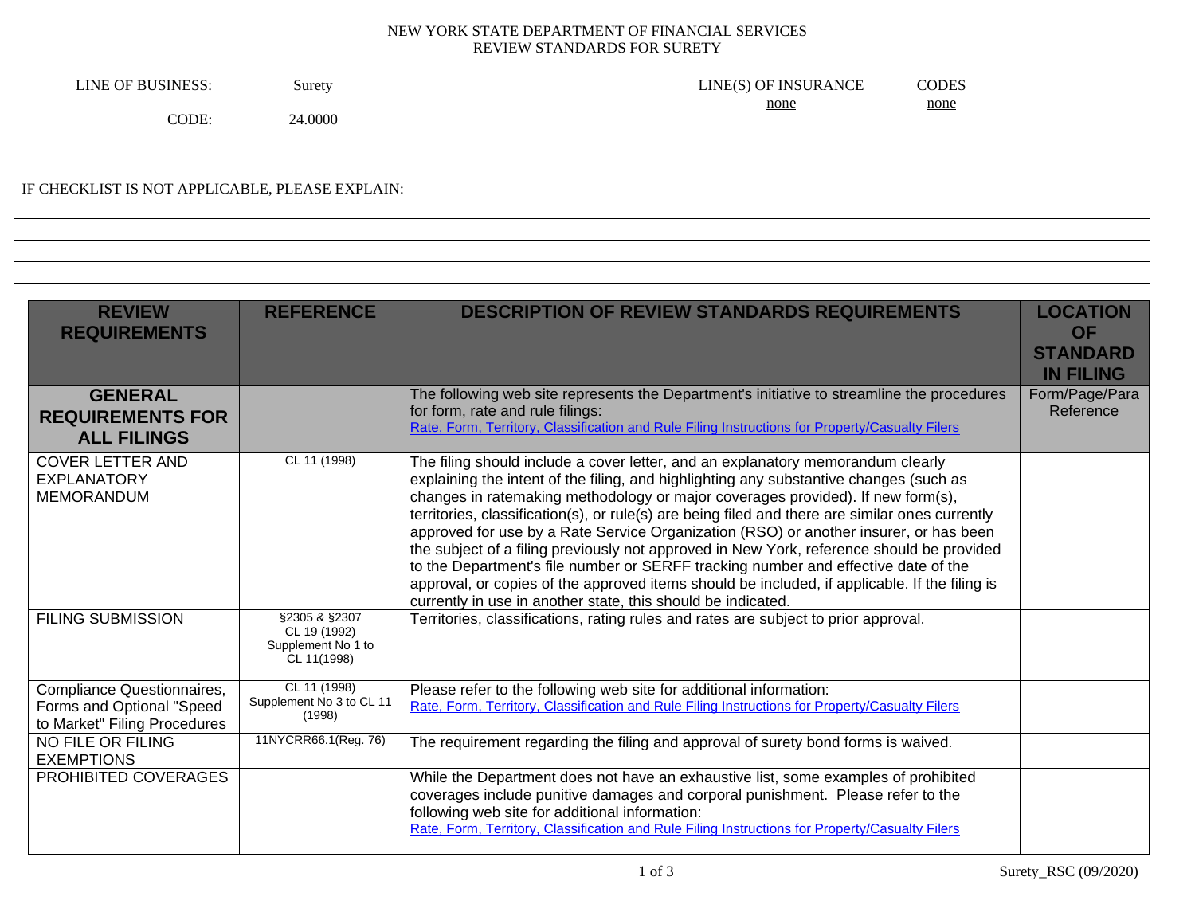NEW YORK STATE DEPARTMENT OF FINANCIAL SERVICES
REVIEW STANDARDS FOR SURETY

LINE OF BUSINESS: Surety

CODE: 24.0000

LINE(S) OF INSURANCE: none

CODES: none

IF CHECKLIST IS NOT APPLICABLE, PLEASE EXPLAIN:

| REVIEW REQUIREMENTS | REFERENCE | DESCRIPTION OF REVIEW STANDARDS REQUIREMENTS | LOCATION OF STANDARD IN FILING |
|---|---|---|---|
| **GENERAL REQUIREMENTS FOR ALL FILINGS** | | The following web site represents the Department's initiative to streamline the procedures for form, rate and rule filings: Rate, Form, Territory, Classification and Rule Filing Instructions for Property/Casualty Filers | Form/Page/Para Reference |
| COVER LETTER AND EXPLANATORY MEMORANDUM | CL 11 (1998) | The filing should include a cover letter, and an explanatory memorandum clearly explaining the intent of the filing, and highlighting any substantive changes (such as changes in ratemaking methodology or major coverages provided). If new form(s), territories, classification(s), or rule(s) are being filed and there are similar ones currently approved for use by a Rate Service Organization (RSO) or another insurer, or has been the subject of a filing previously not approved in New York, reference should be provided to the Department's file number or SERFF tracking number and effective date of the approval, or copies of the approved items should be included, if applicable. If the filing is currently in use in another state, this should be indicated. | |
| FILING SUBMISSION | §2305 & §2307 CL 19 (1992) Supplement No 1 to CL 11(1998) | Territories, classifications, rating rules and rates are subject to prior approval. | |
| Compliance Questionnaires, Forms and Optional "Speed to Market" Filing Procedures | CL 11 (1998) Supplement No 3 to CL 11 (1998) | Please refer to the following web site for additional information: Rate, Form, Territory, Classification and Rule Filing Instructions for Property/Casualty Filers | |
| NO FILE OR FILING EXEMPTIONS | 11NYCRR66.1(Reg. 76) | The requirement regarding the filing and approval of surety bond forms is waived. | |
| PROHIBITED COVERAGES | | While the Department does not have an exhaustive list, some examples of prohibited coverages include punitive damages and corporal punishment. Please refer to the following web site for additional information: Rate, Form, Territory, Classification and Rule Filing Instructions for Property/Casualty Filers | |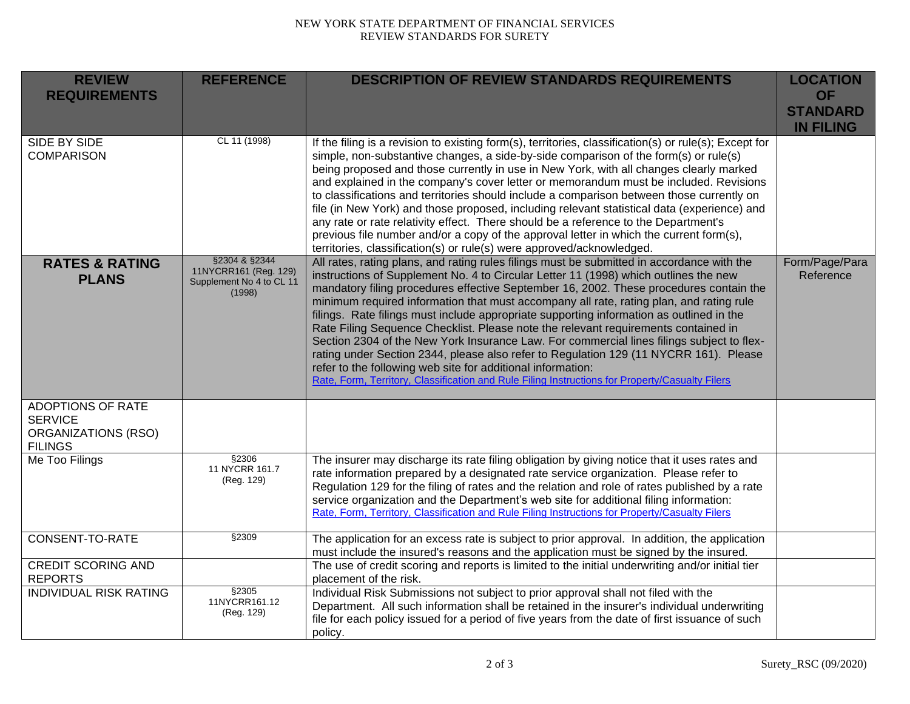| REVIEW REQUIREMENTS | REFERENCE | DESCRIPTION OF REVIEW STANDARDS REQUIREMENTS | LOCATION OF STANDARD IN FILING |
|---|---|---|---|
| SIDE BY SIDE COMPARISON | CL 11 (1998) | If the filing is a revision to existing form(s), territories, classification(s) or rule(s); Except for simple, non-substantive changes, a side-by-side comparison of the form(s) or rule(s) being proposed and those currently in use in New York, with all changes clearly marked and explained in the company's cover letter or memorandum must be included. Revisions to classifications and territories should include a comparison between those currently on file (in New York) and those proposed, including relevant statistical data (experience) and any rate or rate relativity effect. There should be a reference to the Department's previous file number and/or a copy of the approval letter in which the current form(s), territories, classification(s) or rule(s) were approved/acknowledged. | |
| **RATES & RATING PLANS** | §2304 & §2344 11NYCRR161 (Reg. 129) Supplement No 4 to CL 11 (1998) | All rates, rating plans, and rating rules filings must be submitted in accordance with the instructions of Supplement No. 4 to Circular Letter 11 (1998) which outlines the new mandatory filing procedures effective September 16, 2002. These procedures contain the minimum required information that must accompany all rate, rating plan, and rating rule filings. Rate filings must include appropriate supporting information as outlined in the Rate Filing Sequence Checklist. Please note the relevant requirements contained in Section 2304 of the New York Insurance Law. For commercial lines filings subject to flex-rating under Section 2344, please also refer to Regulation 129 (11 NYCRR 161). Please refer to the following web site for additional information: Rate, Form, Territory, Classification and Rule Filing Instructions for Property/Casualty Filers | Form/Page/Para Reference |
| ADOPTIONS OF RATE SERVICE ORGANIZATIONS (RSO) FILINGS | | | |
| Me Too Filings | §2306 11 NYCRR 161.7 (Reg. 129) | The insurer may discharge its rate filing obligation by giving notice that it uses rates and rate information prepared by a designated rate service organization. Please refer to Regulation 129 for the filing of rates and the relation and role of rates published by a rate service organization and the Department's web site for additional filing information: Rate, Form, Territory, Classification and Rule Filing Instructions for Property/Casualty Filers | |
| CONSENT-TO-RATE | §2309 | The application for an excess rate is subject to prior approval. In addition, the application must include the insured's reasons and the application must be signed by the insured. | |
| CREDIT SCORING AND REPORTS | | The use of credit scoring and reports is limited to the initial underwriting and/or initial tier placement of the risk. | |
| INDIVIDUAL RISK RATING | §2305 11NYCRR161.12 (Reg. 129) | Individual Risk Submissions not subject to prior approval shall not filed with the Department. All such information shall be retained in the insurer's individual underwriting file for each policy issued for a period of five years from the date of first issuance of such policy. | |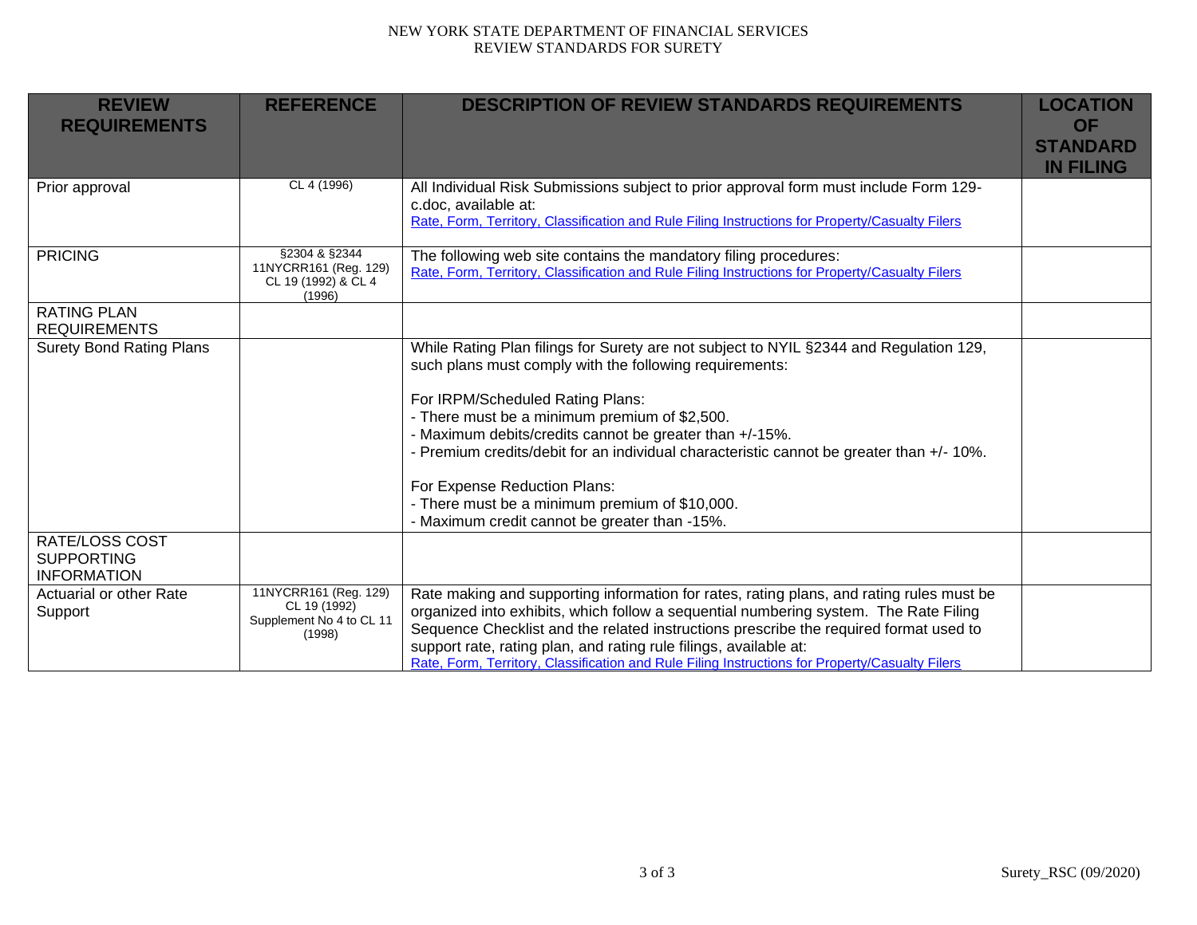| REVIEW REQUIREMENTS | REFERENCE | DESCRIPTION OF REVIEW STANDARDS REQUIREMENTS | LOCATION OF STANDARD IN FILING |
|---|---|---|---|
| Prior approval | CL 4 (1996) | All Individual Risk Submissions subject to prior approval form must include Form 129-c.doc, available at: Rate, Form, Territory, Classification and Rule Filing Instructions for Property/Casualty Filers | |
| PRICING | §2304 & §2344 11NYCRR161 (Reg. 129) CL 19 (1992) & CL 4 (1996) | The following web site contains the mandatory filing procedures: Rate, Form, Territory, Classification and Rule Filing Instructions for Property/Casualty Filers | |
| RATING PLAN REQUIREMENTS | | | |
| Surety Bond Rating Plans | | While Rating Plan filings for Surety are not subject to NYIL §2344 and Regulation 129, such plans must comply with the following requirements:<br><br>For IRPM/Scheduled Rating Plans:<br>- There must be a minimum premium of $2,500.<br>- Maximum debits/credits cannot be greater than +/-15%.<br>- Premium credits/debit for an individual characteristic cannot be greater than +/- 10%.<br><br>For Expense Reduction Plans:<br>- There must be a minimum premium of $10,000.<br>- Maximum credit cannot be greater than -15%. | |
| RATE/LOSS COST SUPPORTING INFORMATION | | | |
| Actuarial or other Rate Support | 11NYCRR161 (Reg. 129) CL 19 (1992) Supplement No 4 to CL 11 (1998) | Rate making and supporting information for rates, rating plans, and rating rules must be organized into exhibits, which follow a sequential numbering system. The Rate Filing Sequence Checklist and the related instructions prescribe the required format used to support rate, rating plan, and rating rule filings, available at: Rate, Form, Territory, Classification and Rule Filing Instructions for Property/Casualty Filers | |